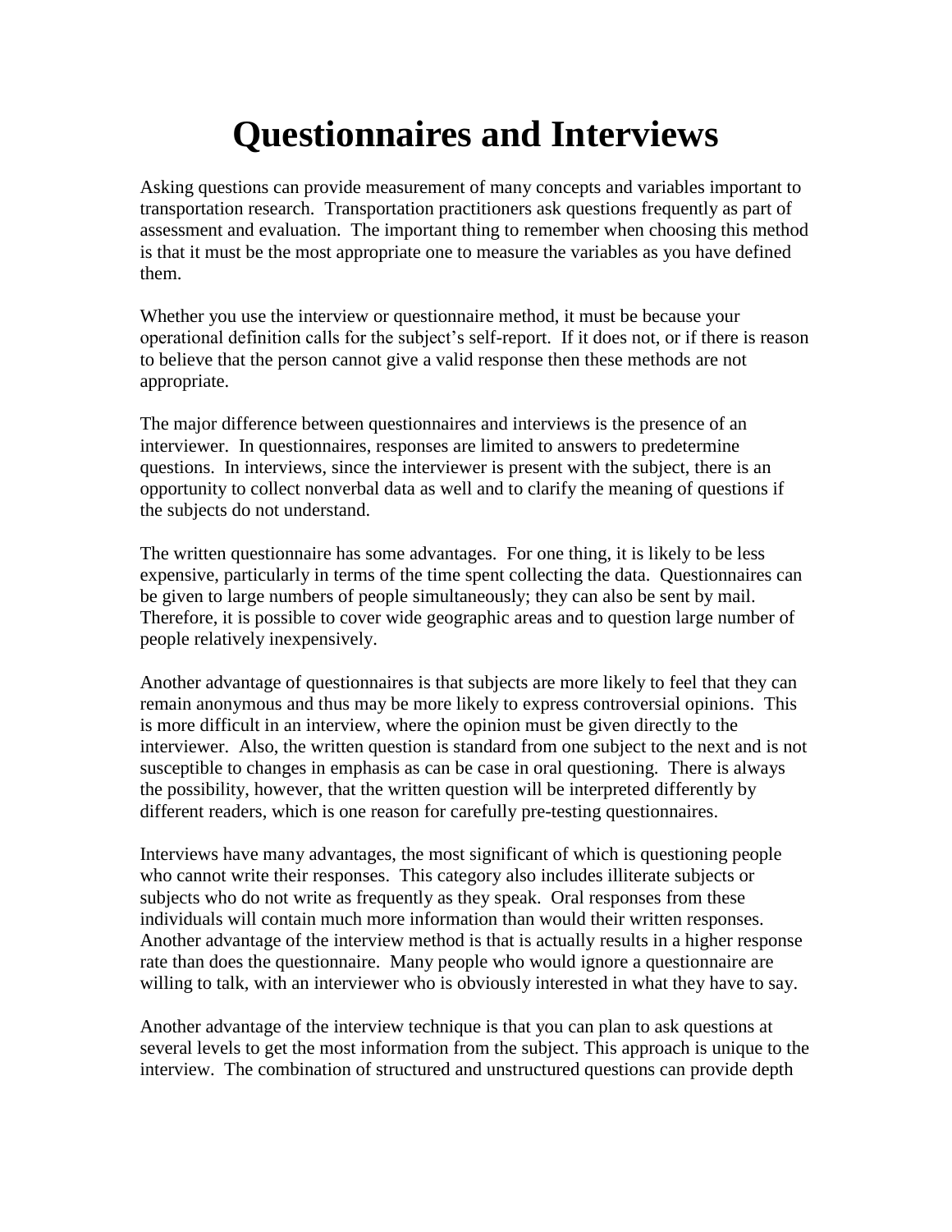# Questionnaires and Interviews

Asking questions can provide measurement of many concepts and variables important to transportation research. Transportation practitioners ask questions frequently as part of assessment and evaluation. The important thing to remember when choosing this method is that it must be the most appropriate one to measure the variables as you have defined them.

Whether you use the interview or questionnaire method, it must be because your operational definition calls for the subject's self-report. If it does not, or if there is reason to believe that the person cannot give a valid response then these methods are not appropriate.

The major difference between questionnaires and interviews is the presence of an interviewer. In questionnaires, responses are limited to answers to predetermine questions. In interviews, since the interviewer is present with the subject, there is an opportunity to collect nonverbal data as well and to clarify the meaning of questions if the subjects do not understand.

The written questionnaire has some advantages. For one thing, it is likely to be less expensive, particularly in terms of the time spent collecting the data. Questionnaires can be given to large numbers of people simultaneously; they can also be sent by mail. Therefore, it is possible to cover wide geographic areas and to question large number of people relatively inexpensively.

Another advantage of questionnaires is that subjects are more likely to feel that they can remain anonymous and thus may be more likely to express controversial opinions. This is more difficult in an interview, where the opinion must be given directly to the interviewer. Also, the written question is standard from one subject to the next and is not susceptible to changes in emphasis as can be case in oral questioning. There is always the possibility, however, that the written question will be interpreted differently by different readers, which is one reason for carefully pre-testing questionnaires.

Interviews have many advantages, the most significant of which is questioning people who cannot write their responses. This category also includes illiterate subjects or subjects who do not write as frequently as they speak. Oral responses from these individuals will contain much more information than would their written responses. Another advantage of the interview method is that is actually results in a higher response rate than does the questionnaire. Many people who would ignore a questionnaire are willing to talk, with an interviewer who is obviously interested in what they have to say.

Another advantage of the interview technique is that you can plan to ask questions at several levels to get the most information from the subject. This approach is unique to the interview. The combination of structured and unstructured questions can provide depth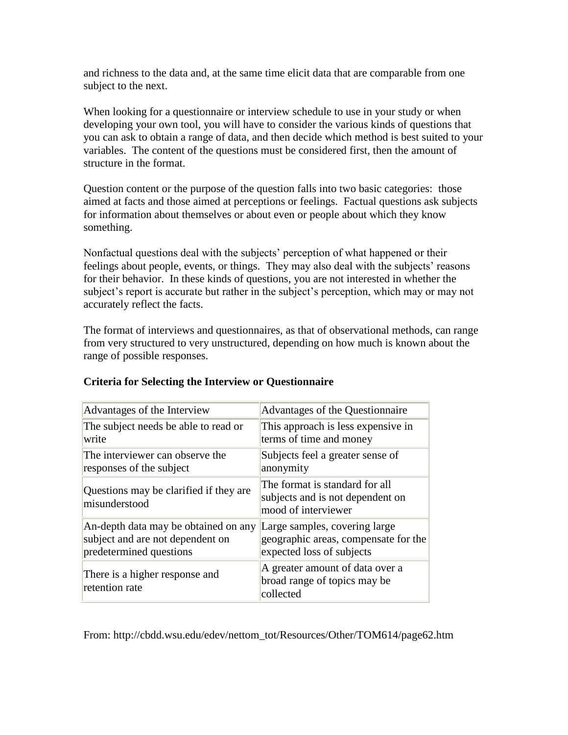and richness to the data and, at the same time elicit data that are comparable from one subject to the next.

When looking for a questionnaire or interview schedule to use in your study or when developing your own tool, you will have to consider the various kinds of questions that you can ask to obtain a range of data, and then decide which method is best suited to your variables. The content of the questions must be considered first, then the amount of structure in the format.

Question content or the purpose of the question falls into two basic categories: those aimed at facts and those aimed at perceptions or feelings. Factual questions ask subjects for information about themselves or about even or people about which they know something.

Nonfactual questions deal with the subjects' perception of what happened or their feelings about people, events, or things. They may also deal with the subjects' reasons for their behavior. In these kinds of questions, you are not interested in whether the subject's report is accurate but rather in the subject's perception, which may or may not accurately reflect the facts.

The format of interviews and questionnaires, as that of observational methods, can range from very structured to very unstructured, depending on how much is known about the range of possible responses.

**Criteria for Selecting the Interview or Questionnaire**

| Advantages of the Interview | Advantages of the Questionnaire |
|---|---|
| The subject needs be able to read or write | This approach is less expensive in terms of time and money |
| The interviewer can observe the responses of the subject | Subjects feel a greater sense of anonymity |
| Questions may be clarified if they are misunderstood | The format is standard for all subjects and is not dependent on mood of interviewer |
| An-depth data may be obtained on any subject and are not dependent on predetermined questions | Large samples, covering large geographic areas, compensate for the expected loss of subjects |
| There is a higher response and retention rate | A greater amount of data over a broad range of topics may be collected |

From: http://cbdd.wsu.edu/edev/nettom_tot/Resources/Other/TOM614/page62.htm